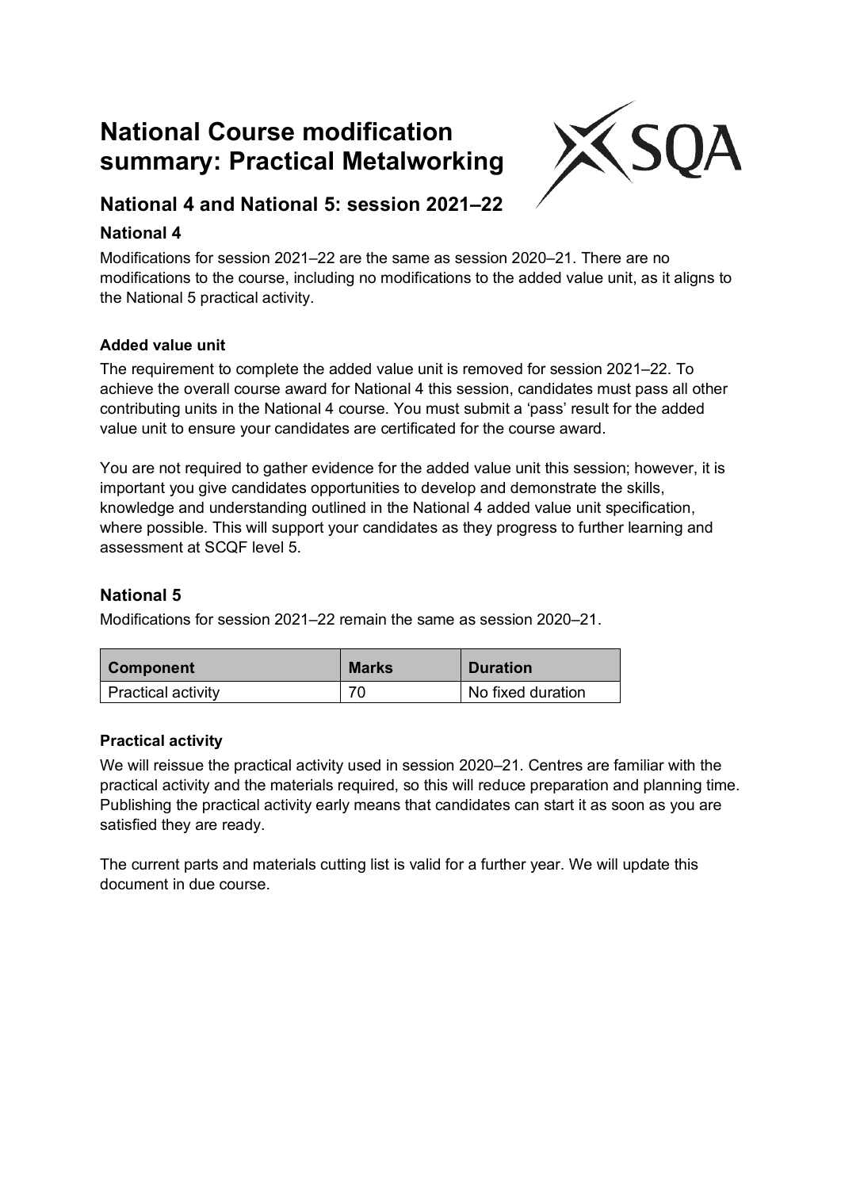# National Course modification summary: Practical Metalworking

## National 4 and National 5: session 2021–22

### National 4

Modifications for session 2021–22 are the same as session 2020–21. There are no modifications to the course, including no modifications to the added value unit, as it aligns to the National 5 practical activity.

#### Added value unit

The requirement to complete the added value unit is removed for session 2021–22. To achieve the overall course award for National 4 this session, candidates must pass all other contributing units in the National 4 course. You must submit a 'pass' result for the added value unit to ensure your candidates are certificated for the course award.

You are not required to gather evidence for the added value unit this session; however, it is important you give candidates opportunities to develop and demonstrate the skills, knowledge and understanding outlined in the National 4 added value unit specification, where possible. This will support your candidates as they progress to further learning and assessment at SCQF level 5.

### National 5

Modifications for session 2021–22 remain the same as session 2020–21.

| Component | Marks | Duration |
|---|---|---|
| Practical activity | 70 | No fixed duration |

#### Practical activity

We will reissue the practical activity used in session 2020–21. Centres are familiar with the practical activity and the materials required, so this will reduce preparation and planning time. Publishing the practical activity early means that candidates can start it as soon as you are satisfied they are ready.

The current parts and materials cutting list is valid for a further year. We will update this document in due course.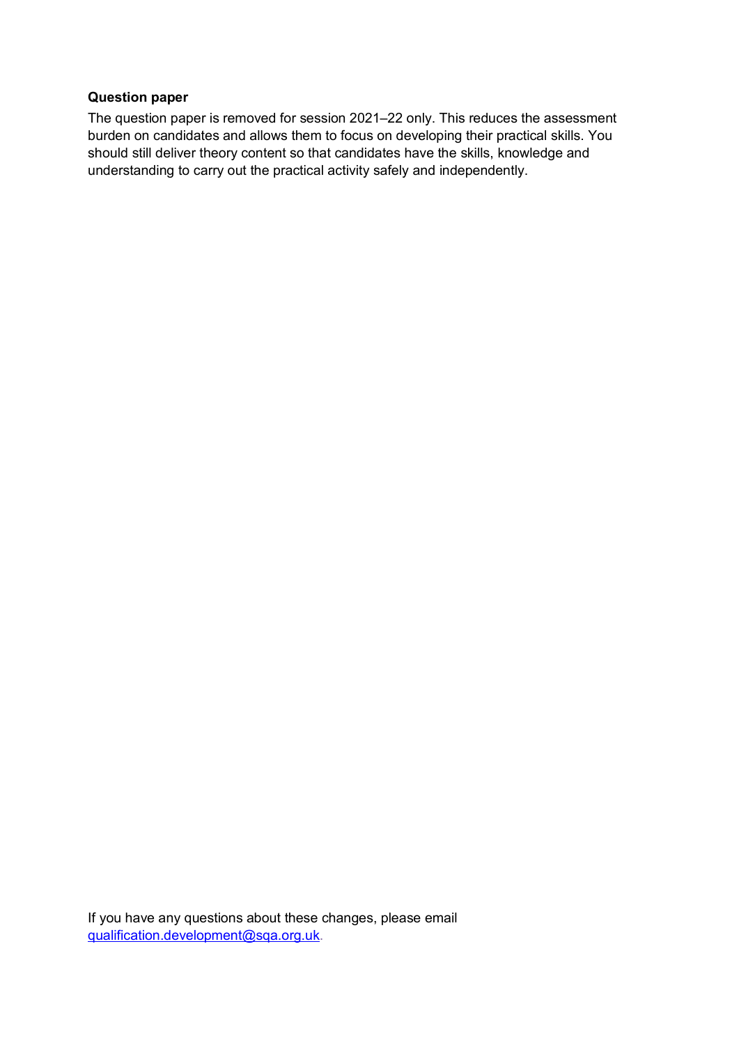**Question paper**

The question paper is removed for session 2021–22 only. This reduces the assessment burden on candidates and allows them to focus on developing their practical skills. You should still deliver theory content so that candidates have the skills, knowledge and understanding to carry out the practical activity safely and independently.

If you have any questions about these changes, please email [qualification.development@sqa.org.uk](mailto:qualification.development@sqa.org.uk).